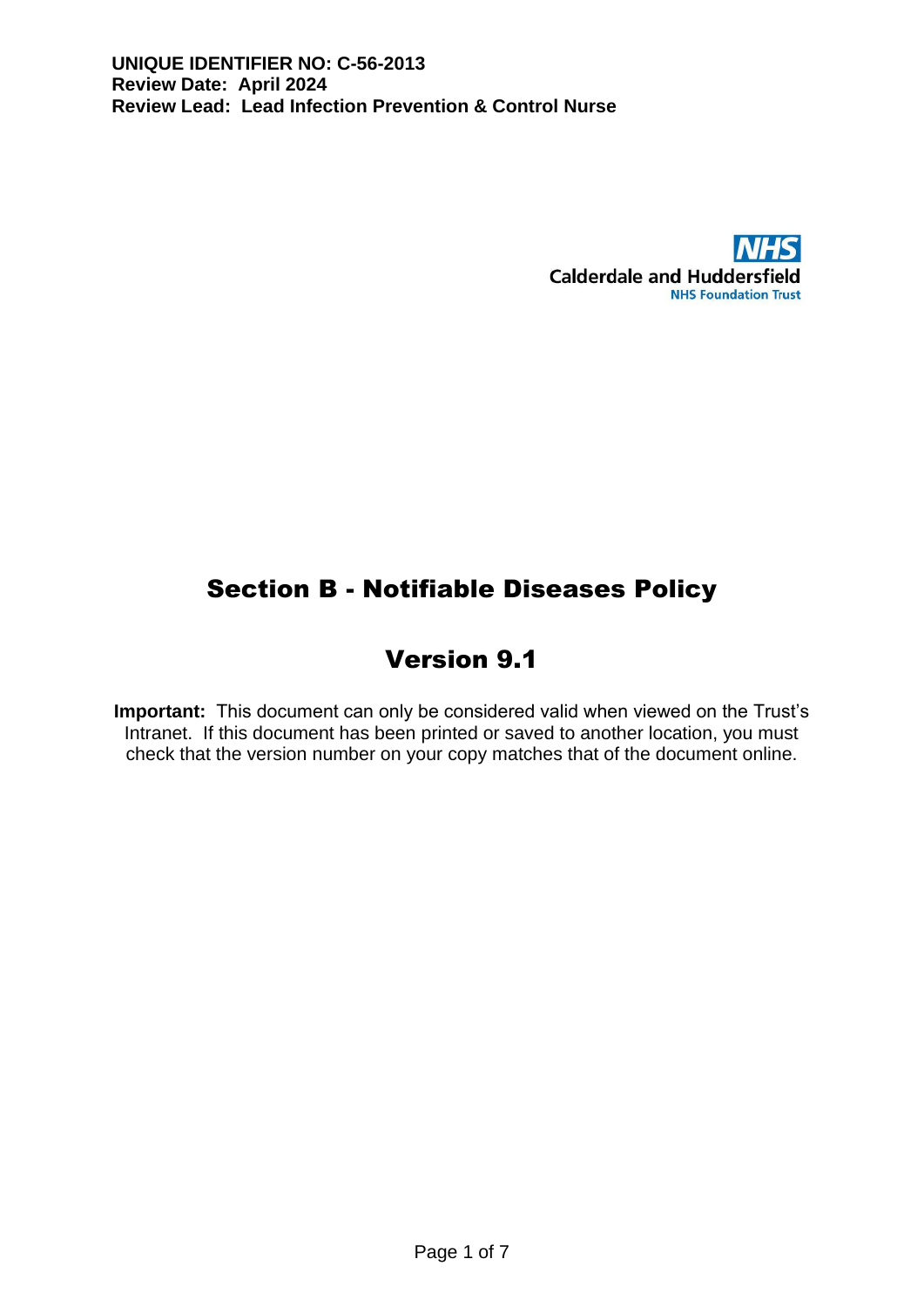**UNIQUE IDENTIFIER NO: C-56-2013**
**Review Date: April 2024**
**Review Lead: Lead Infection Prevention & Control Nurse**

NHS
Calderdale and Huddersfield
NHS Foundation Trust

# Section B - Notifiable Diseases Policy

# Version 9.1

**Important:** This document can only be considered valid when viewed on the Trust's Intranet. If this document has been printed or saved to another location, you must check that the version number on your copy matches that of the document online.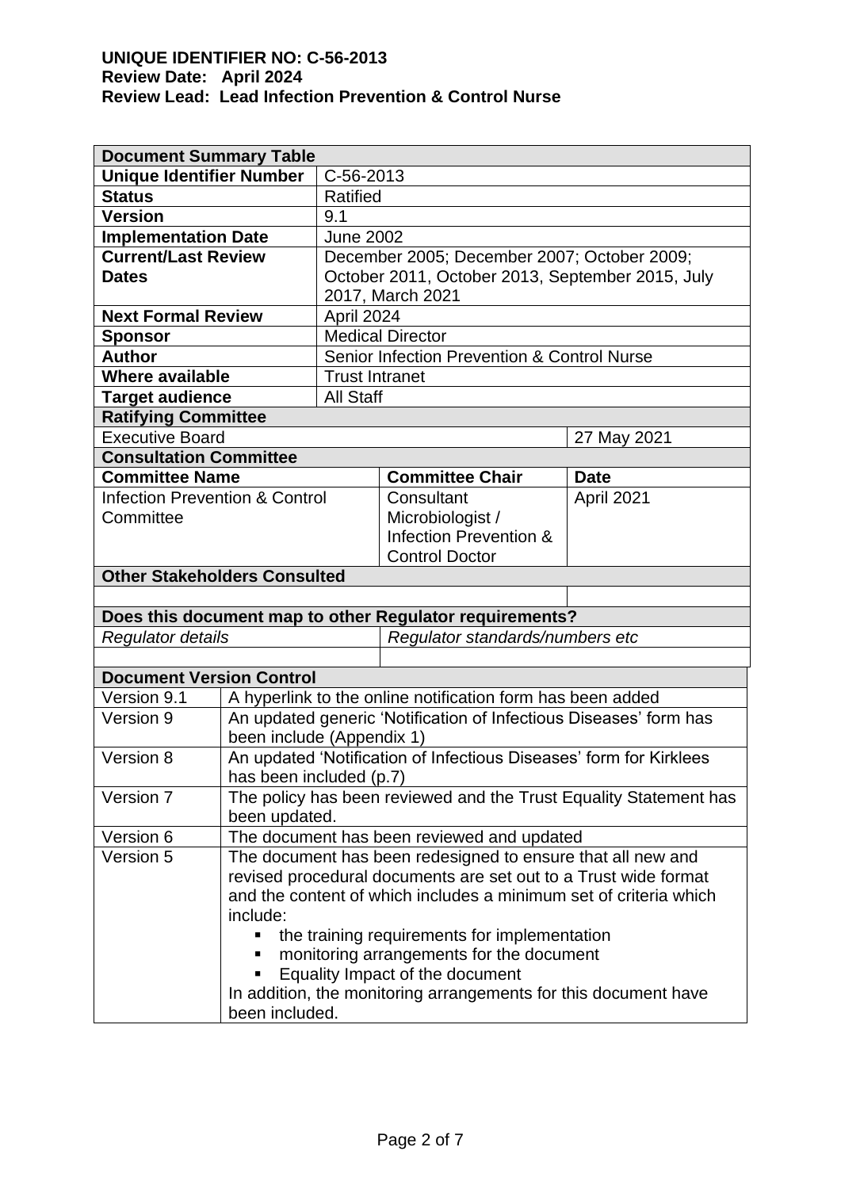**UNIQUE IDENTIFIER NO: C-56-2013**
**Review Date: April 2024**
**Review Lead: Lead Infection Prevention & Control Nurse**

| **Document Summary Table** | | | |
|---|---|---|---|
| **Unique Identifier Number** | C-56-2013 | | |
| **Status** | Ratified | | |
| **Version** | 9.1 | | |
| **Implementation Date** | June 2002 | | |
| **Current/Last Review Dates** | December 2005; December 2007; October 2009; October 2011, October 2013, September 2015, July 2017, March 2021 | | |
| **Next Formal Review** | April 2024 | | |
| **Sponsor** | Medical Director | | |
| **Author** | Senior Infection Prevention & Control Nurse | | |
| **Where available** | Trust Intranet | | |
| **Target audience** | All Staff | | |
| **Ratifying Committee** | | | |
| Executive Board | | | 27 May 2021 |
| **Consultation Committee** | | | |
| **Committee Name** | | **Committee Chair** | **Date** |
| Infection Prevention & Control Committee | | Consultant Microbiologist / Infection Prevention & Control Doctor | April 2021 |
| **Other Stakeholders Consulted** | | | |
| | | | |
| **Does this document map to other Regulator requirements?** | | | |
| *Regulator details* | | *Regulator standards/numbers etc* | |
| | | | |

| **Document Version Control** | |
|---|---|
| Version 9.1 | A hyperlink to the online notification form has been added |
| Version 9 | An updated generic 'Notification of Infectious Diseases' form has been include (Appendix 1) |
| Version 8 | An updated 'Notification of Infectious Diseases' form for Kirklees has been included (p.7) |
| Version 7 | The policy has been reviewed and the Trust Equality Statement has been updated. |
| Version 6 | The document has been reviewed and updated |
| Version 5 | The document has been redesigned to ensure that all new and revised procedural documents are set out to a Trust wide format and the content of which includes a minimum set of criteria which include:<br>▪ the training requirements for implementation<br>▪ monitoring arrangements for the document<br>▪ Equality Impact of the document<br>In addition, the monitoring arrangements for this document have been included. |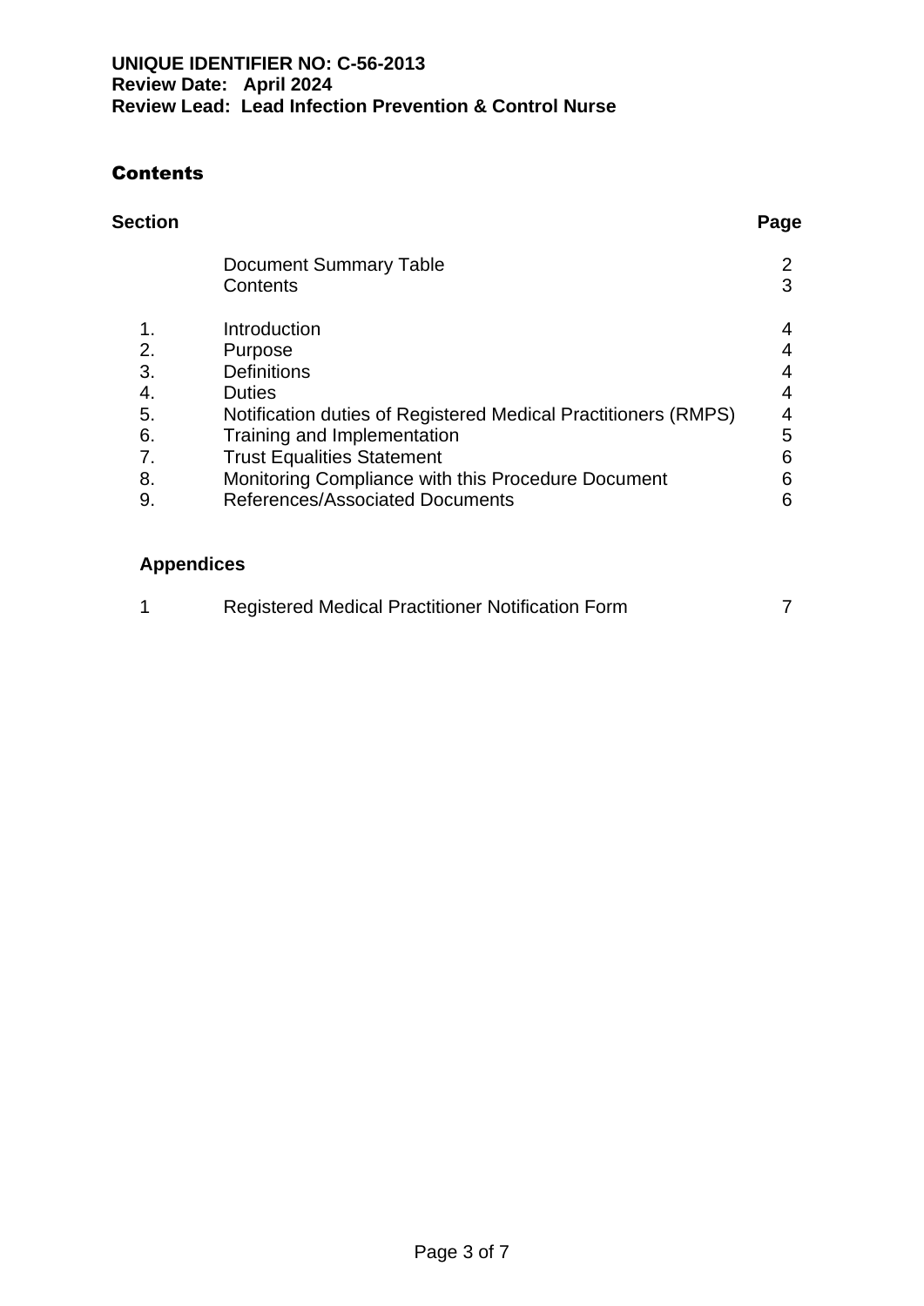**UNIQUE IDENTIFIER NO: C-56-2013**
**Review Date: April 2024**
**Review Lead: Lead Infection Prevention & Control Nurse**

## Contents

| Section | | Page |
|---|---|---|
| | Document Summary Table | 2 |
| | Contents | 3 |
| 1. | Introduction | 4 |
| 2. | Purpose | 4 |
| 3. | Definitions | 4 |
| 4. | Duties | 4 |
| 5. | Notification duties of Registered Medical Practitioners (RMPS) | 4 |
| 6. | Training and Implementation | 5 |
| 7. | Trust Equalities Statement | 6 |
| 8. | Monitoring Compliance with this Procedure Document | 6 |
| 9. | References/Associated Documents | 6 |

**Appendices**

| | | |
|---|---|---|
| 1 | Registered Medical Practitioner Notification Form | 7 |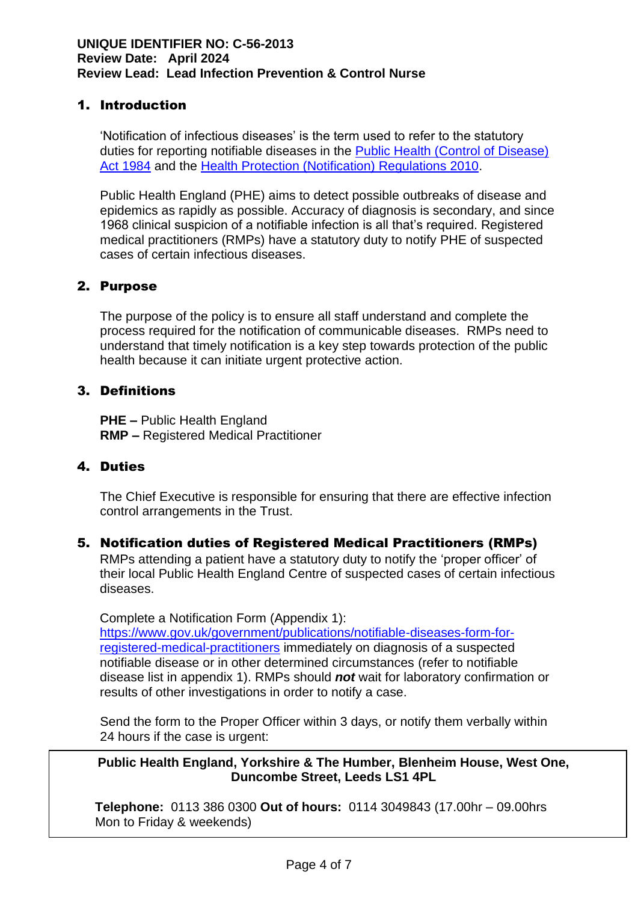**UNIQUE IDENTIFIER NO: C-56-2013**
**Review Date: April 2024**
**Review Lead: Lead Infection Prevention & Control Nurse**

## 1. Introduction

'Notification of infectious diseases' is the term used to refer to the statutory duties for reporting notifiable diseases in the [Public Health (Control of Disease) Act 1984]() and the [Health Protection (Notification) Regulations 2010]().

Public Health England (PHE) aims to detect possible outbreaks of disease and epidemics as rapidly as possible. Accuracy of diagnosis is secondary, and since 1968 clinical suspicion of a notifiable infection is all that's required. Registered medical practitioners (RMPs) have a statutory duty to notify PHE of suspected cases of certain infectious diseases.

## 2. Purpose

The purpose of the policy is to ensure all staff understand and complete the process required for the notification of communicable diseases. RMPs need to understand that timely notification is a key step towards protection of the public health because it can initiate urgent protective action.

## 3. Definitions

**PHE –** Public Health England
**RMP –** Registered Medical Practitioner

## 4. Duties

The Chief Executive is responsible for ensuring that there are effective infection control arrangements in the Trust.

## 5. Notification duties of Registered Medical Practitioners (RMPs)

RMPs attending a patient have a statutory duty to notify the 'proper officer' of their local Public Health England Centre of suspected cases of certain infectious diseases.

Complete a Notification Form (Appendix 1): [https://www.gov.uk/government/publications/notifiable-diseases-form-for-registered-medical-practitioners](https://www.gov.uk/government/publications/notifiable-diseases-form-for-registered-medical-practitioners) immediately on diagnosis of a suspected notifiable disease or in other determined circumstances (refer to notifiable disease list in appendix 1). RMPs should ***not*** wait for laboratory confirmation or results of other investigations in order to notify a case.

Send the form to the Proper Officer within 3 days, or notify them verbally within 24 hours if the case is urgent:

**Public Health England, Yorkshire & The Humber, Blenheim House, West One, Duncombe Street, Leeds LS1 4PL**

**Telephone:** 0113 386 0300 **Out of hours:** 0114 3049843 (17.00hr – 09.00hrs Mon to Friday & weekends)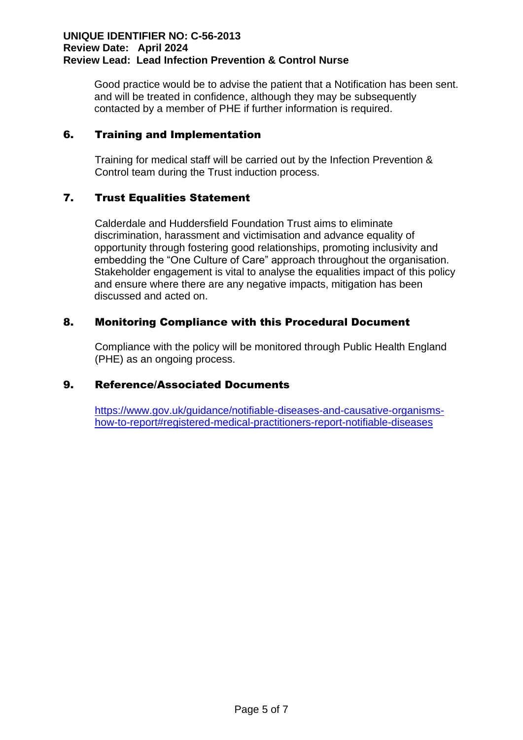Good practice would be to advise the patient that a Notification has been sent. and will be treated in confidence, although they may be subsequently contacted by a member of PHE if further information is required.

## 6. Training and Implementation

Training for medical staff will be carried out by the Infection Prevention & Control team during the Trust induction process.

## 7. Trust Equalities Statement

Calderdale and Huddersfield Foundation Trust aims to eliminate discrimination, harassment and victimisation and advance equality of opportunity through fostering good relationships, promoting inclusivity and embedding the "One Culture of Care" approach throughout the organisation. Stakeholder engagement is vital to analyse the equalities impact of this policy and ensure where there are any negative impacts, mitigation has been discussed and acted on.

## 8. Monitoring Compliance with this Procedural Document

Compliance with the policy will be monitored through Public Health England (PHE) as an ongoing process.

## 9. Reference/Associated Documents

https://www.gov.uk/guidance/notifiable-diseases-and-causative-organisms-how-to-report#registered-medical-practitioners-report-notifiable-diseases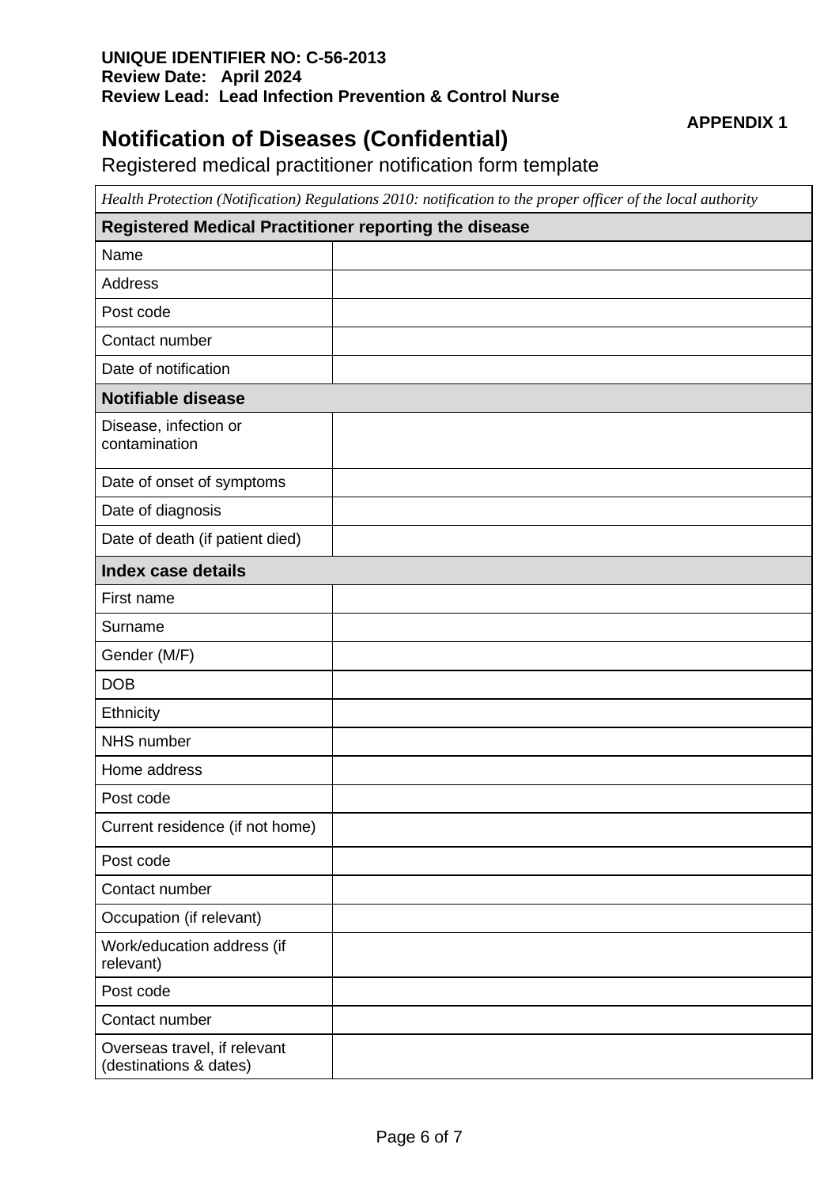**UNIQUE IDENTIFIER NO: C-56-2013**
**Review Date: April 2024**
**Review Lead: Lead Infection Prevention & Control Nurse**

**APPENDIX 1**

# Notification of Diseases (Confidential)

Registered medical practitioner notification form template

| *Health Protection (Notification) Regulations 2010: notification to the proper officer of the local authority* | |
|---|---|
| **Registered Medical Practitioner reporting the disease** | |
| Name | |
| Address | |
| Post code | |
| Contact number | |
| Date of notification | |
| **Notifiable disease** | |
| Disease, infection or contamination | |
| Date of onset of symptoms | |
| Date of diagnosis | |
| Date of death (if patient died) | |
| **Index case details** | |
| First name | |
| Surname | |
| Gender (M/F) | |
| DOB | |
| Ethnicity | |
| NHS number | |
| Home address | |
| Post code | |
| Current residence (if not home) | |
| Post code | |
| Contact number | |
| Occupation (if relevant) | |
| Work/education address (if relevant) | |
| Post code | |
| Contact number | |
| Overseas travel, if relevant (destinations & dates) | |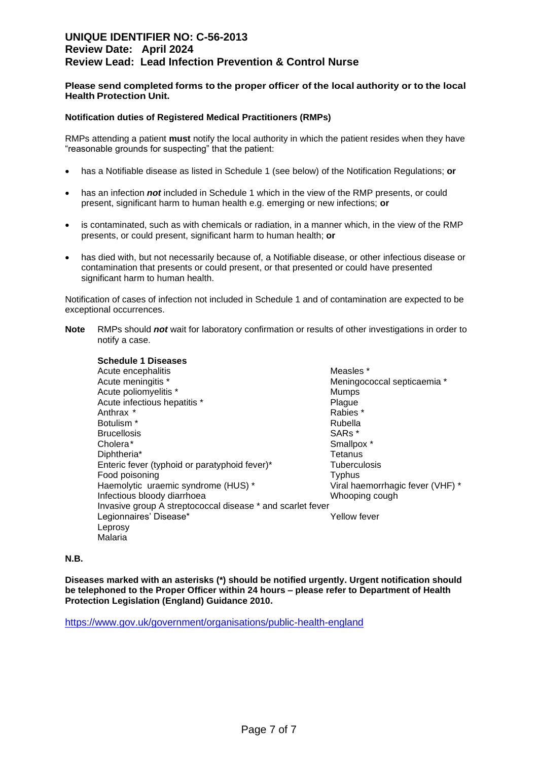**UNIQUE IDENTIFIER NO: C-56-2013**
**Review Date: April 2024**
**Review Lead: Lead Infection Prevention & Control Nurse**

**Please send completed forms to the proper officer of the local authority or to the local Health Protection Unit.**

**Notification duties of Registered Medical Practitioners (RMPs)**

RMPs attending a patient **must** notify the local authority in which the patient resides when they have "reasonable grounds for suspecting" that the patient:

- has a Notifiable disease as listed in Schedule 1 (see below) of the Notification Regulations; **or**
- has an infection ***not*** included in Schedule 1 which in the view of the RMP presents, or could present, significant harm to human health e.g. emerging or new infections; **or**
- is contaminated, such as with chemicals or radiation, in a manner which, in the view of the RMP presents, or could present, significant harm to human health; **or**
- has died with, but not necessarily because of, a Notifiable disease, or other infectious disease or contamination that presents or could present, or that presented or could have presented significant harm to human health.

Notification of cases of infection not included in Schedule 1 and of contamination are expected to be exceptional occurrences.

**Note** RMPs should ***not*** wait for laboratory confirmation or results of other investigations in order to notify a case.

**Schedule 1 Diseases**

Acute encephalitis
Acute meningitis *
Acute poliomyelitis *
Acute infectious hepatitis *
Anthrax *
Botulism *
Brucellosis
Cholera*
Diphtheria*
Enteric fever (typhoid or paratyphoid fever)*
Food poisoning
Haemolytic uraemic syndrome (HUS) *
Infectious bloody diarrhoea
Invasive group A streptococcal disease * and scarlet fever
Legionnaires' Disease*
Leprosy
Malaria
Measles *
Meningococcal septicaemia *
Mumps
Plague
Rabies *
Rubella
SARs *
Smallpox *
Tetanus
Tuberculosis
Typhus
Viral haemorrhagic fever (VHF) *
Whooping cough
Yellow fever

**N.B.**

**Diseases marked with an asterisks (*) should be notified urgently. Urgent notification should be telephoned to the Proper Officer within 24 hours – please refer to Department of Health Protection Legislation (England) Guidance 2010.**

https://www.gov.uk/government/organisations/public-health-england